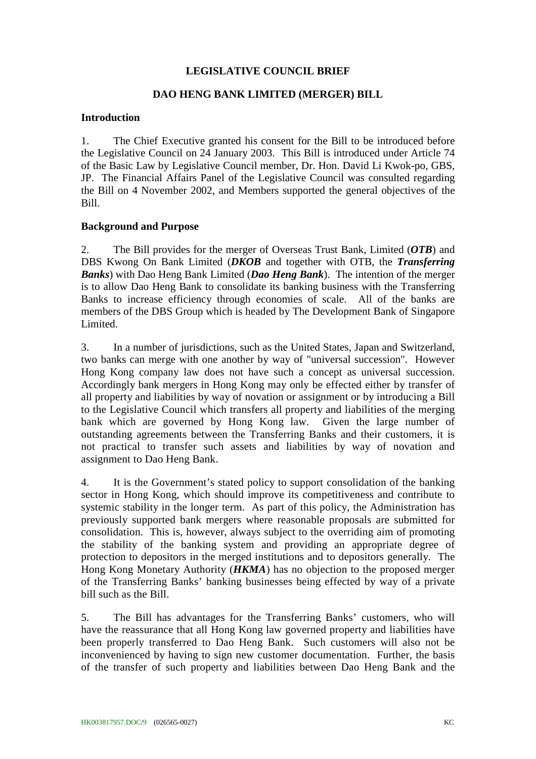# LEGISLATIVE COUNCIL BRIEF

## DAO HENG BANK LIMITED (MERGER) BILL

### Introduction

1. The Chief Executive granted his consent for the Bill to be introduced before the Legislative Council on 24 January 2003. This Bill is introduced under Article 74 of the Basic Law by Legislative Council member, Dr. Hon. David Li Kwok-po, GBS, JP. The Financial Affairs Panel of the Legislative Council was consulted regarding the Bill on 4 November 2002, and Members supported the general objectives of the Bill.

### Background and Purpose

2. The Bill provides for the merger of Overseas Trust Bank, Limited (***OTB***) and DBS Kwong On Bank Limited (***DKOB*** and together with OTB, the ***Transferring Banks***) with Dao Heng Bank Limited (***Dao Heng Bank***). The intention of the merger is to allow Dao Heng Bank to consolidate its banking business with the Transferring Banks to increase efficiency through economies of scale. All of the banks are members of the DBS Group which is headed by The Development Bank of Singapore Limited.

3. In a number of jurisdictions, such as the United States, Japan and Switzerland, two banks can merge with one another by way of "universal succession". However Hong Kong company law does not have such a concept as universal succession. Accordingly bank mergers in Hong Kong may only be effected either by transfer of all property and liabilities by way of novation or assignment or by introducing a Bill to the Legislative Council which transfers all property and liabilities of the merging bank which are governed by Hong Kong law. Given the large number of outstanding agreements between the Transferring Banks and their customers, it is not practical to transfer such assets and liabilities by way of novation and assignment to Dao Heng Bank.

4. It is the Government's stated policy to support consolidation of the banking sector in Hong Kong, which should improve its competitiveness and contribute to systemic stability in the longer term. As part of this policy, the Administration has previously supported bank mergers where reasonable proposals are submitted for consolidation. This is, however, always subject to the overriding aim of promoting the stability of the banking system and providing an appropriate degree of protection to depositors in the merged institutions and to depositors generally. The Hong Kong Monetary Authority (***HKMA***) has no objection to the proposed merger of the Transferring Banks' banking businesses being effected by way of a private bill such as the Bill.

5. The Bill has advantages for the Transferring Banks' customers, who will have the reassurance that all Hong Kong law governed property and liabilities have been properly transferred to Dao Heng Bank. Such customers will also not be inconvenienced by having to sign new customer documentation. Further, the basis of the transfer of such property and liabilities between Dao Heng Bank and the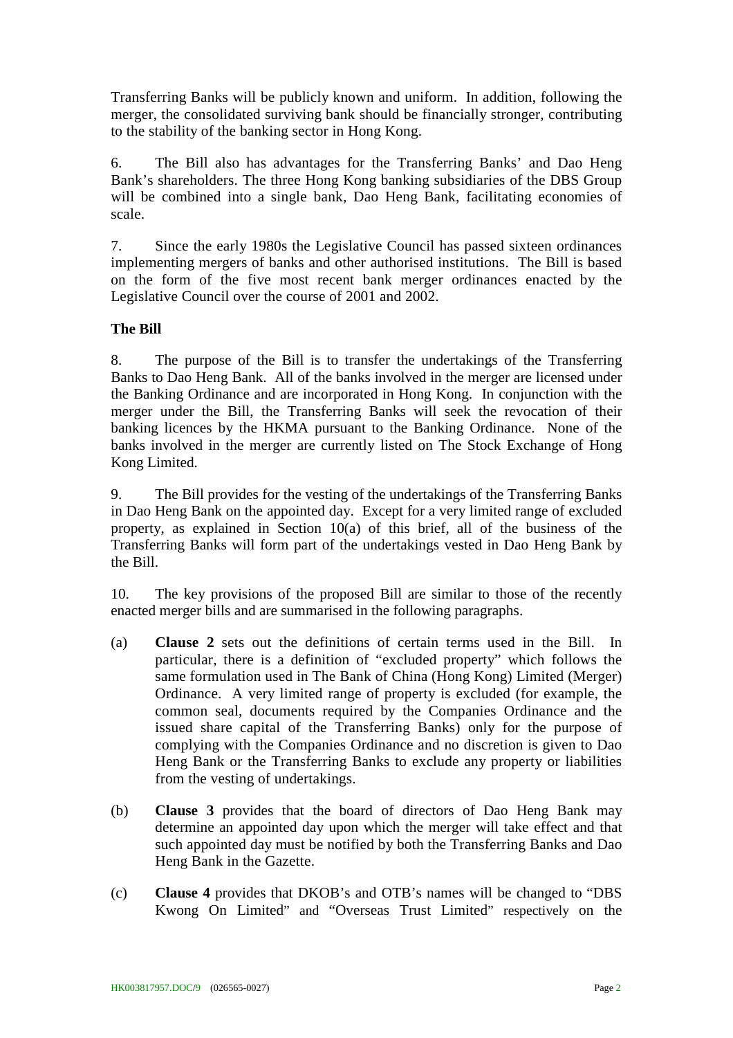Transferring Banks will be publicly known and uniform. In addition, following the merger, the consolidated surviving bank should be financially stronger, contributing to the stability of the banking sector in Hong Kong.

6. The Bill also has advantages for the Transferring Banks' and Dao Heng Bank's shareholders. The three Hong Kong banking subsidiaries of the DBS Group will be combined into a single bank, Dao Heng Bank, facilitating economies of scale.

7. Since the early 1980s the Legislative Council has passed sixteen ordinances implementing mergers of banks and other authorised institutions. The Bill is based on the form of the five most recent bank merger ordinances enacted by the Legislative Council over the course of 2001 and 2002.

**The Bill**

8. The purpose of the Bill is to transfer the undertakings of the Transferring Banks to Dao Heng Bank. All of the banks involved in the merger are licensed under the Banking Ordinance and are incorporated in Hong Kong. In conjunction with the merger under the Bill, the Transferring Banks will seek the revocation of their banking licences by the HKMA pursuant to the Banking Ordinance. None of the banks involved in the merger are currently listed on The Stock Exchange of Hong Kong Limited.

9. The Bill provides for the vesting of the undertakings of the Transferring Banks in Dao Heng Bank on the appointed day. Except for a very limited range of excluded property, as explained in Section 10(a) of this brief, all of the business of the Transferring Banks will form part of the undertakings vested in Dao Heng Bank by the Bill.

10. The key provisions of the proposed Bill are similar to those of the recently enacted merger bills and are summarised in the following paragraphs.

(a) **Clause 2** sets out the definitions of certain terms used in the Bill. In particular, there is a definition of "excluded property" which follows the same formulation used in The Bank of China (Hong Kong) Limited (Merger) Ordinance. A very limited range of property is excluded (for example, the common seal, documents required by the Companies Ordinance and the issued share capital of the Transferring Banks) only for the purpose of complying with the Companies Ordinance and no discretion is given to Dao Heng Bank or the Transferring Banks to exclude any property or liabilities from the vesting of undertakings.

(b) **Clause 3** provides that the board of directors of Dao Heng Bank may determine an appointed day upon which the merger will take effect and that such appointed day must be notified by both the Transferring Banks and Dao Heng Bank in the Gazette.

(c) **Clause 4** provides that DKOB's and OTB's names will be changed to "DBS Kwong On Limited" and "Overseas Trust Limited" respectively on the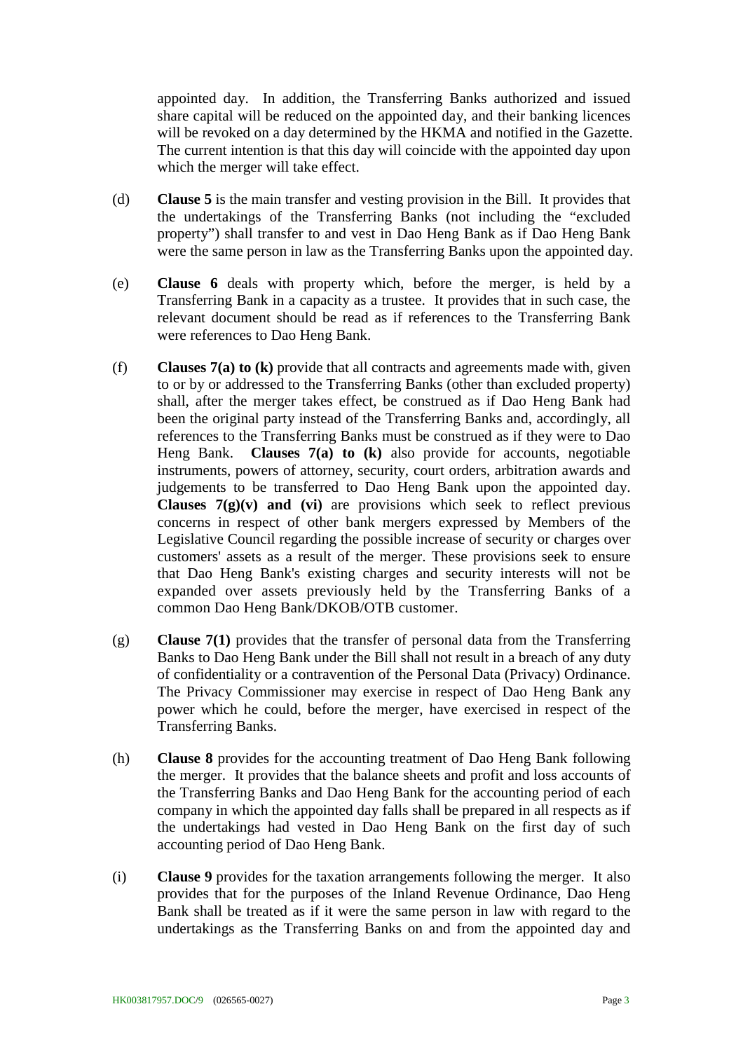appointed day. In addition, the Transferring Banks authorized and issued share capital will be reduced on the appointed day, and their banking licences will be revoked on a day determined by the HKMA and notified in the Gazette. The current intention is that this day will coincide with the appointed day upon which the merger will take effect.

(d) **Clause 5** is the main transfer and vesting provision in the Bill. It provides that the undertakings of the Transferring Banks (not including the "excluded property") shall transfer to and vest in Dao Heng Bank as if Dao Heng Bank were the same person in law as the Transferring Banks upon the appointed day.

(e) **Clause 6** deals with property which, before the merger, is held by a Transferring Bank in a capacity as a trustee. It provides that in such case, the relevant document should be read as if references to the Transferring Bank were references to Dao Heng Bank.

(f) **Clauses 7(a) to (k)** provide that all contracts and agreements made with, given to or by or addressed to the Transferring Banks (other than excluded property) shall, after the merger takes effect, be construed as if Dao Heng Bank had been the original party instead of the Transferring Banks and, accordingly, all references to the Transferring Banks must be construed as if they were to Dao Heng Bank. **Clauses 7(a) to (k)** also provide for accounts, negotiable instruments, powers of attorney, security, court orders, arbitration awards and judgements to be transferred to Dao Heng Bank upon the appointed day. **Clauses 7(g)(v) and (vi)** are provisions which seek to reflect previous concerns in respect of other bank mergers expressed by Members of the Legislative Council regarding the possible increase of security or charges over customers' assets as a result of the merger. These provisions seek to ensure that Dao Heng Bank's existing charges and security interests will not be expanded over assets previously held by the Transferring Banks of a common Dao Heng Bank/DKOB/OTB customer.

(g) **Clause 7(1)** provides that the transfer of personal data from the Transferring Banks to Dao Heng Bank under the Bill shall not result in a breach of any duty of confidentiality or a contravention of the Personal Data (Privacy) Ordinance. The Privacy Commissioner may exercise in respect of Dao Heng Bank any power which he could, before the merger, have exercised in respect of the Transferring Banks.

(h) **Clause 8** provides for the accounting treatment of Dao Heng Bank following the merger. It provides that the balance sheets and profit and loss accounts of the Transferring Banks and Dao Heng Bank for the accounting period of each company in which the appointed day falls shall be prepared in all respects as if the undertakings had vested in Dao Heng Bank on the first day of such accounting period of Dao Heng Bank.

(i) **Clause 9** provides for the taxation arrangements following the merger. It also provides that for the purposes of the Inland Revenue Ordinance, Dao Heng Bank shall be treated as if it were the same person in law with regard to the undertakings as the Transferring Banks on and from the appointed day and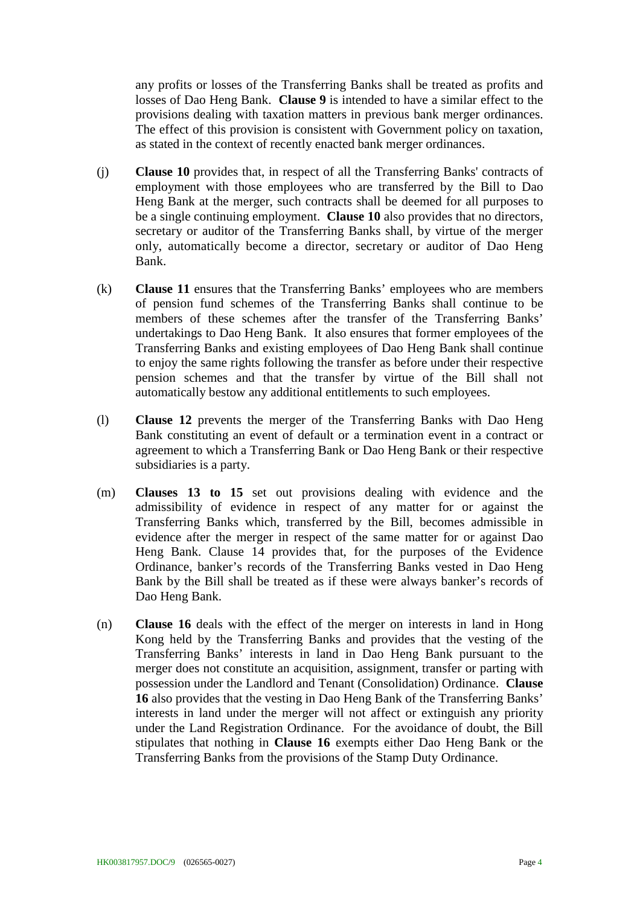any profits or losses of the Transferring Banks shall be treated as profits and losses of Dao Heng Bank. **Clause 9** is intended to have a similar effect to the provisions dealing with taxation matters in previous bank merger ordinances. The effect of this provision is consistent with Government policy on taxation, as stated in the context of recently enacted bank merger ordinances.

(j) **Clause 10** provides that, in respect of all the Transferring Banks' contracts of employment with those employees who are transferred by the Bill to Dao Heng Bank at the merger, such contracts shall be deemed for all purposes to be a single continuing employment. **Clause 10** also provides that no directors, secretary or auditor of the Transferring Banks shall, by virtue of the merger only, automatically become a director, secretary or auditor of Dao Heng Bank.

(k) **Clause 11** ensures that the Transferring Banks' employees who are members of pension fund schemes of the Transferring Banks shall continue to be members of these schemes after the transfer of the Transferring Banks' undertakings to Dao Heng Bank. It also ensures that former employees of the Transferring Banks and existing employees of Dao Heng Bank shall continue to enjoy the same rights following the transfer as before under their respective pension schemes and that the transfer by virtue of the Bill shall not automatically bestow any additional entitlements to such employees.

(l) **Clause 12** prevents the merger of the Transferring Banks with Dao Heng Bank constituting an event of default or a termination event in a contract or agreement to which a Transferring Bank or Dao Heng Bank or their respective subsidiaries is a party.

(m) **Clauses 13 to 15** set out provisions dealing with evidence and the admissibility of evidence in respect of any matter for or against the Transferring Banks which, transferred by the Bill, becomes admissible in evidence after the merger in respect of the same matter for or against Dao Heng Bank. Clause 14 provides that, for the purposes of the Evidence Ordinance, banker's records of the Transferring Banks vested in Dao Heng Bank by the Bill shall be treated as if these were always banker's records of Dao Heng Bank.

(n) **Clause 16** deals with the effect of the merger on interests in land in Hong Kong held by the Transferring Banks and provides that the vesting of the Transferring Banks' interests in land in Dao Heng Bank pursuant to the merger does not constitute an acquisition, assignment, transfer or parting with possession under the Landlord and Tenant (Consolidation) Ordinance. **Clause 16** also provides that the vesting in Dao Heng Bank of the Transferring Banks' interests in land under the merger will not affect or extinguish any priority under the Land Registration Ordinance. For the avoidance of doubt, the Bill stipulates that nothing in **Clause 16** exempts either Dao Heng Bank or the Transferring Banks from the provisions of the Stamp Duty Ordinance.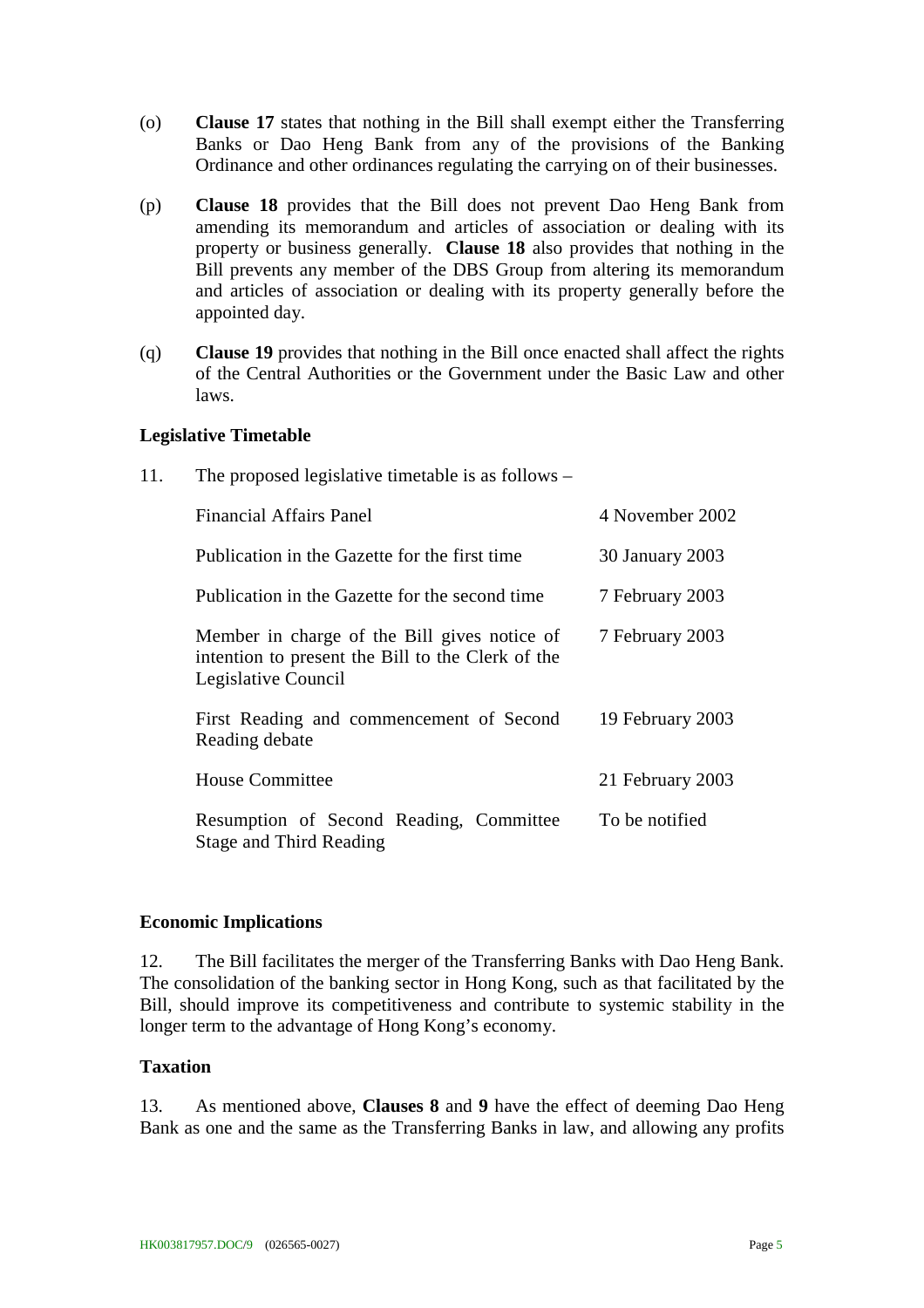(o) **Clause 17** states that nothing in the Bill shall exempt either the Transferring Banks or Dao Heng Bank from any of the provisions of the Banking Ordinance and other ordinances regulating the carrying on of their businesses.

(p) **Clause 18** provides that the Bill does not prevent Dao Heng Bank from amending its memorandum and articles of association or dealing with its property or business generally. **Clause 18** also provides that nothing in the Bill prevents any member of the DBS Group from altering its memorandum and articles of association or dealing with its property generally before the appointed day.

(q) **Clause 19** provides that nothing in the Bill once enacted shall affect the rights of the Central Authorities or the Government under the Basic Law and other laws.

**Legislative Timetable**

11. The proposed legislative timetable is as follows –

| | |
|---|---|
| Financial Affairs Panel | 4 November 2002 |
| Publication in the Gazette for the first time | 30 January 2003 |
| Publication in the Gazette for the second time | 7 February 2003 |
| Member in charge of the Bill gives notice of intention to present the Bill to the Clerk of the Legislative Council | 7 February 2003 |
| First Reading and commencement of Second Reading debate | 19 February 2003 |
| House Committee | 21 February 2003 |
| Resumption of Second Reading, Committee Stage and Third Reading | To be notified |

**Economic Implications**

12. The Bill facilitates the merger of the Transferring Banks with Dao Heng Bank. The consolidation of the banking sector in Hong Kong, such as that facilitated by the Bill, should improve its competitiveness and contribute to systemic stability in the longer term to the advantage of Hong Kong's economy.

**Taxation**

13. As mentioned above, **Clauses 8** and **9** have the effect of deeming Dao Heng Bank as one and the same as the Transferring Banks in law, and allowing any profits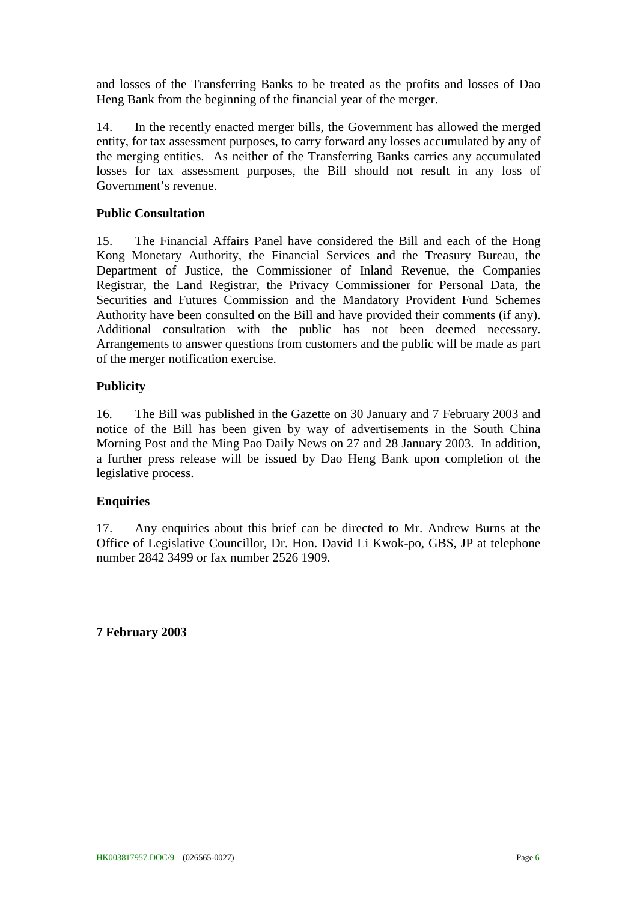and losses of the Transferring Banks to be treated as the profits and losses of Dao Heng Bank from the beginning of the financial year of the merger.

14. In the recently enacted merger bills, the Government has allowed the merged entity, for tax assessment purposes, to carry forward any losses accumulated by any of the merging entities. As neither of the Transferring Banks carries any accumulated losses for tax assessment purposes, the Bill should not result in any loss of Government's revenue.

**Public Consultation**

15. The Financial Affairs Panel have considered the Bill and each of the Hong Kong Monetary Authority, the Financial Services and the Treasury Bureau, the Department of Justice, the Commissioner of Inland Revenue, the Companies Registrar, the Land Registrar, the Privacy Commissioner for Personal Data, the Securities and Futures Commission and the Mandatory Provident Fund Schemes Authority have been consulted on the Bill and have provided their comments (if any). Additional consultation with the public has not been deemed necessary. Arrangements to answer questions from customers and the public will be made as part of the merger notification exercise.

**Publicity**

16. The Bill was published in the Gazette on 30 January and 7 February 2003 and notice of the Bill has been given by way of advertisements in the South China Morning Post and the Ming Pao Daily News on 27 and 28 January 2003. In addition, a further press release will be issued by Dao Heng Bank upon completion of the legislative process.

**Enquiries**

17. Any enquiries about this brief can be directed to Mr. Andrew Burns at the Office of Legislative Councillor, Dr. Hon. David Li Kwok-po, GBS, JP at telephone number 2842 3499 or fax number 2526 1909.

**7 February 2003**

HK003817957.DOC/9 (026565-0027)